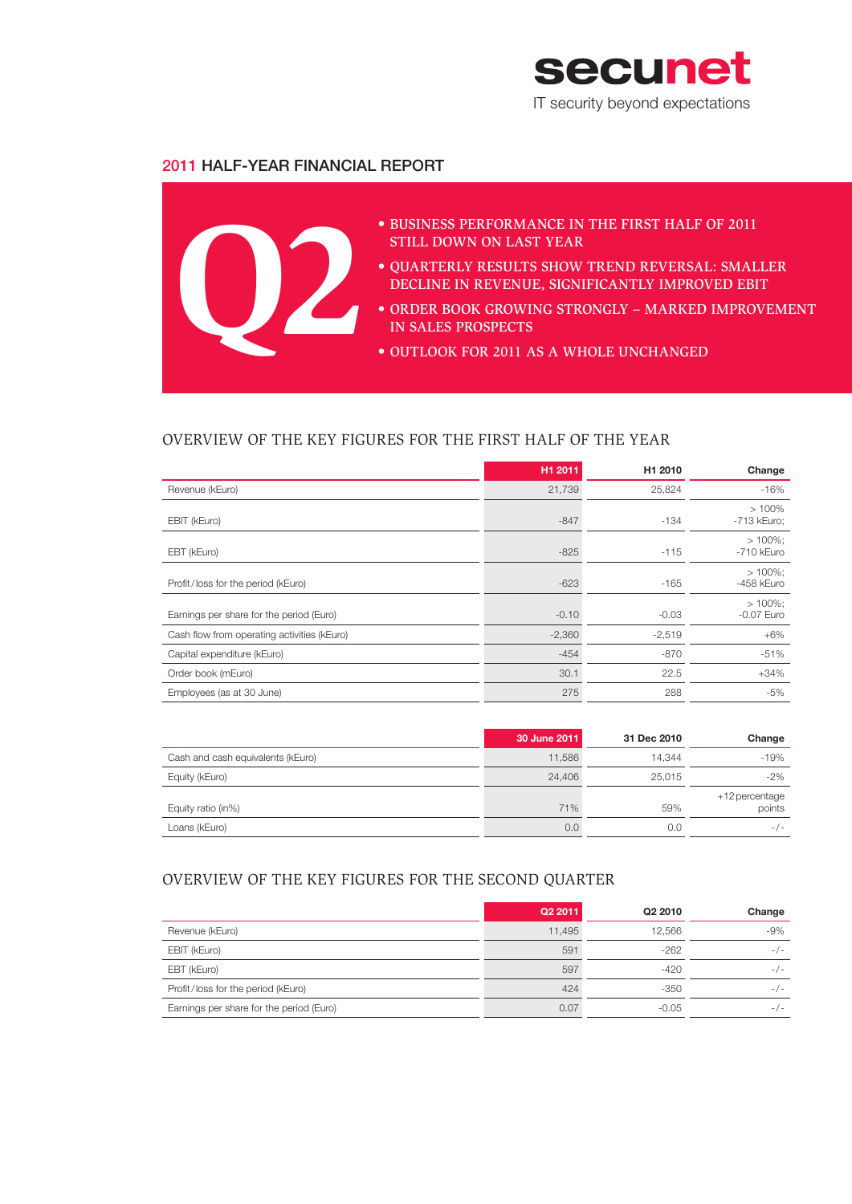secunet

IT security beyond expectations

# 2011 HALF-YEAR FINANCIAL REPORT

Q2

- BUSINESS PERFORMANCE IN THE FIRST HALF OF 2011 STILL DOWN ON LAST YEAR
- QUARTERLY RESULTS SHOW TREND REVERSAL: SMALLER DECLINE IN REVENUE, SIGNIFICANTLY IMPROVED EBIT
- ORDER BOOK GROWING STRONGLY – MARKED IMPROVEMENT IN SALES PROSPECTS
- OUTLOOK FOR 2011 AS A WHOLE UNCHANGED

## OVERVIEW OF THE KEY FIGURES FOR THE FIRST HALF OF THE YEAR

| | H1 2011 | H1 2010 | Change |
|---|---|---|---|
| Revenue (kEuro) | 21,739 | 25,824 | -16% |
| EBIT (kEuro) | -847 | -134 | > 100% -713 kEuro; |
| EBT (kEuro) | -825 | -115 | > 100%; -710 kEuro |
| Profit/loss for the period (kEuro) | -623 | -165 | > 100%; -458 kEuro |
| Earnings per share for the period (Euro) | -0.10 | -0.03 | > 100%; -0.07 Euro |
| Cash flow from operating activities (kEuro) | -2,360 | -2,519 | +6% |
| Capital expenditure (kEuro) | -454 | -870 | -51% |
| Order book (mEuro) | 30.1 | 22.5 | +34% |
| Employees (as at 30 June) | 275 | 288 | -5% |

| | 30 June 2011 | 31 Dec 2010 | Change |
|---|---|---|---|
| Cash and cash equivalents (kEuro) | 11,586 | 14,344 | -19% |
| Equity (kEuro) | 24,406 | 25,015 | -2% |
| Equity ratio (in%) | 71% | 59% | +12 percentage points |
| Loans (kEuro) | 0.0 | 0.0 | -/- |

## OVERVIEW OF THE KEY FIGURES FOR THE SECOND QUARTER

| | Q2 2011 | Q2 2010 | Change |
|---|---|---|---|
| Revenue (kEuro) | 11,495 | 12,566 | -9% |
| EBIT (kEuro) | 591 | -262 | -/- |
| EBT (kEuro) | 597 | -420 | -/- |
| Profit/loss for the period (kEuro) | 424 | -350 | -/- |
| Earnings per share for the period (Euro) | 0.07 | -0.05 | -/- |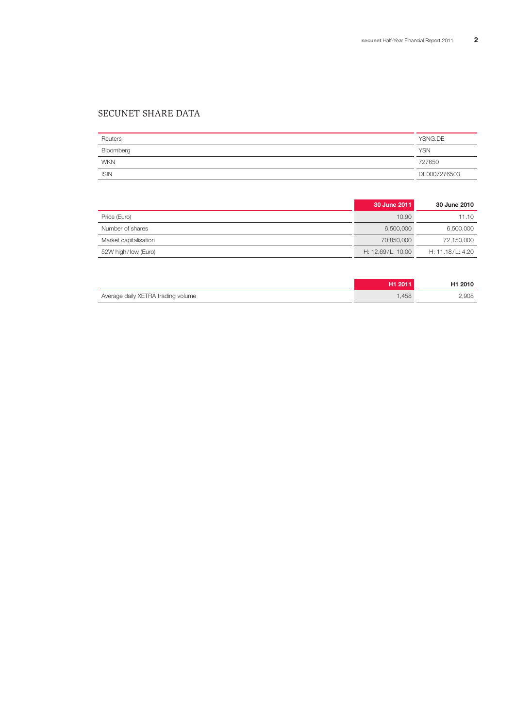# SECUNET SHARE DATA

| | |
|---|---|
| Reuters | YSNG.DE |
| Bloomberg | YSN |
| WKN | 727650 |
| ISIN | DE0007276503 |

| | 30 June 2011 | 30 June 2010 |
|---|---|---|
| Price (Euro) | 10.90 | 11.10 |
| Number of shares | 6,500,000 | 6,500,000 |
| Market capitalisation | 70,850,000 | 72,150,000 |
| 52W high/low (Euro) | H: 12.69/L: 10.00 | H: 11.18/L: 4.20 |

| | H1 2011 | H1 2010 |
|---|---|---|
| Average daily XETRA trading volume | 1,458 | 2,908 |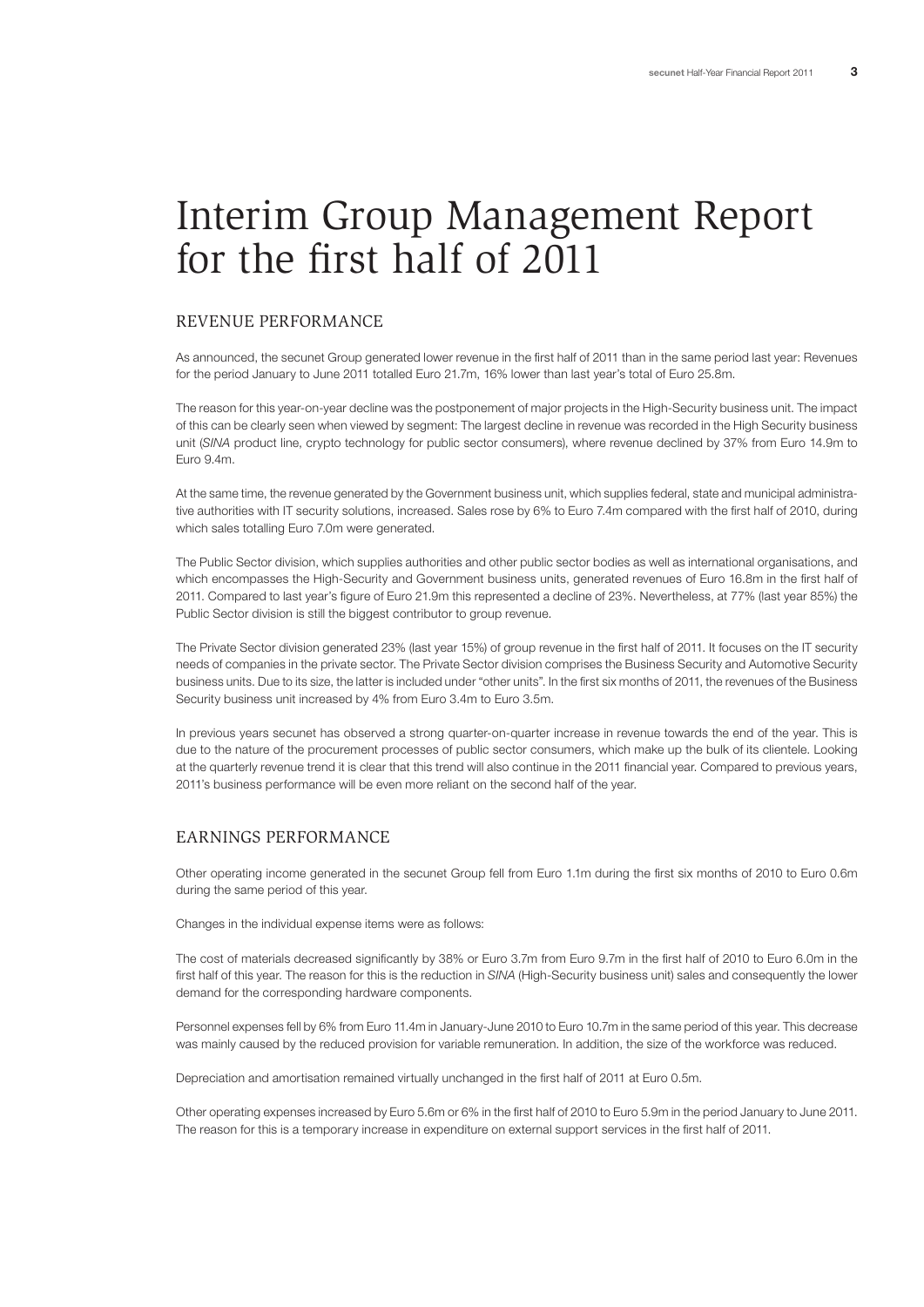# Interim Group Management Report for the first half of 2011

## REVENUE PERFORMANCE

As announced, the secunet Group generated lower revenue in the first half of 2011 than in the same period last year: Revenues for the period January to June 2011 totalled Euro 21.7m, 16% lower than last year's total of Euro 25.8m.

The reason for this year-on-year decline was the postponement of major projects in the High-Security business unit. The impact of this can be clearly seen when viewed by segment: The largest decline in revenue was recorded in the High Security business unit (*SINA* product line, crypto technology for public sector consumers), where revenue declined by 37% from Euro 14.9m to Euro 9.4m.

At the same time, the revenue generated by the Government business unit, which supplies federal, state and municipal administrative authorities with IT security solutions, increased. Sales rose by 6% to Euro 7.4m compared with the first half of 2010, during which sales totalling Euro 7.0m were generated.

The Public Sector division, which supplies authorities and other public sector bodies as well as international organisations, and which encompasses the High-Security and Government business units, generated revenues of Euro 16.8m in the first half of 2011. Compared to last year's figure of Euro 21.9m this represented a decline of 23%. Nevertheless, at 77% (last year 85%) the Public Sector division is still the biggest contributor to group revenue.

The Private Sector division generated 23% (last year 15%) of group revenue in the first half of 2011. It focuses on the IT security needs of companies in the private sector. The Private Sector division comprises the Business Security and Automotive Security business units. Due to its size, the latter is included under "other units". In the first six months of 2011, the revenues of the Business Security business unit increased by 4% from Euro 3.4m to Euro 3.5m.

In previous years secunet has observed a strong quarter-on-quarter increase in revenue towards the end of the year. This is due to the nature of the procurement processes of public sector consumers, which make up the bulk of its clientele. Looking at the quarterly revenue trend it is clear that this trend will also continue in the 2011 financial year. Compared to previous years, 2011's business performance will be even more reliant on the second half of the year.

## EARNINGS PERFORMANCE

Other operating income generated in the secunet Group fell from Euro 1.1m during the first six months of 2010 to Euro 0.6m during the same period of this year.

Changes in the individual expense items were as follows:

The cost of materials decreased significantly by 38% or Euro 3.7m from Euro 9.7m in the first half of 2010 to Euro 6.0m in the first half of this year. The reason for this is the reduction in *SINA* (High-Security business unit) sales and consequently the lower demand for the corresponding hardware components.

Personnel expenses fell by 6% from Euro 11.4m in January-June 2010 to Euro 10.7m in the same period of this year. This decrease was mainly caused by the reduced provision for variable remuneration. In addition, the size of the workforce was reduced.

Depreciation and amortisation remained virtually unchanged in the first half of 2011 at Euro 0.5m.

Other operating expenses increased by Euro 5.6m or 6% in the first half of 2010 to Euro 5.9m in the period January to June 2011. The reason for this is a temporary increase in expenditure on external support services in the first half of 2011.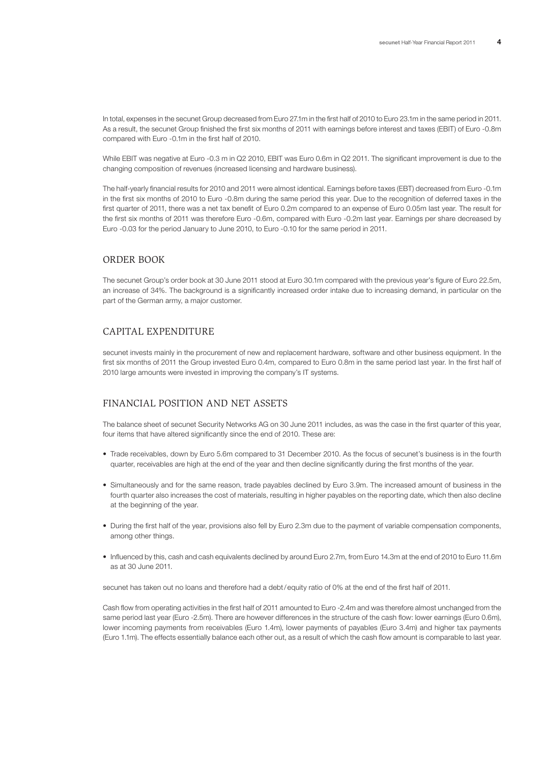In total, expenses in the secunet Group decreased from Euro 27.1m in the first half of 2010 to Euro 23.1m in the same period in 2011. As a result, the secunet Group finished the first six months of 2011 with earnings before interest and taxes (EBIT) of Euro -0.8m compared with Euro -0.1m in the first half of 2010.

While EBIT was negative at Euro -0.3 m in Q2 2010, EBIT was Euro 0.6m in Q2 2011. The significant improvement is due to the changing composition of revenues (increased licensing and hardware business).

The half-yearly financial results for 2010 and 2011 were almost identical. Earnings before taxes (EBT) decreased from Euro -0.1m in the first six months of 2010 to Euro -0.8m during the same period this year. Due to the recognition of deferred taxes in the first quarter of 2011, there was a net tax benefit of Euro 0.2m compared to an expense of Euro 0.05m last year. The result for the first six months of 2011 was therefore Euro -0.6m, compared with Euro -0.2m last year. Earnings per share decreased by Euro -0.03 for the period January to June 2010, to Euro -0.10 for the same period in 2011.

## ORDER BOOK

The secunet Group's order book at 30 June 2011 stood at Euro 30.1m compared with the previous year's figure of Euro 22.5m, an increase of 34%. The background is a significantly increased order intake due to increasing demand, in particular on the part of the German army, a major customer.

## CAPITAL EXPENDITURE

secunet invests mainly in the procurement of new and replacement hardware, software and other business equipment. In the first six months of 2011 the Group invested Euro 0.4m, compared to Euro 0.8m in the same period last year. In the first half of 2010 large amounts were invested in improving the company's IT systems.

## FINANCIAL POSITION AND NET ASSETS

The balance sheet of secunet Security Networks AG on 30 June 2011 includes, as was the case in the first quarter of this year, four items that have altered significantly since the end of 2010. These are:

- Trade receivables, down by Euro 5.6m compared to 31 December 2010. As the focus of secunet's business is in the fourth quarter, receivables are high at the end of the year and then decline significantly during the first months of the year.
- Simultaneously and for the same reason, trade payables declined by Euro 3.9m. The increased amount of business in the fourth quarter also increases the cost of materials, resulting in higher payables on the reporting date, which then also decline at the beginning of the year.
- During the first half of the year, provisions also fell by Euro 2.3m due to the payment of variable compensation components, among other things.
- Influenced by this, cash and cash equivalents declined by around Euro 2.7m, from Euro 14.3m at the end of 2010 to Euro 11.6m as at 30 June 2011.

secunet has taken out no loans and therefore had a debt/equity ratio of 0% at the end of the first half of 2011.

Cash flow from operating activities in the first half of 2011 amounted to Euro -2.4m and was therefore almost unchanged from the same period last year (Euro -2.5m). There are however differences in the structure of the cash flow: lower earnings (Euro 0.6m), lower incoming payments from receivables (Euro 1.4m), lower payments of payables (Euro 3.4m) and higher tax payments (Euro 1.1m). The effects essentially balance each other out, as a result of which the cash flow amount is comparable to last year.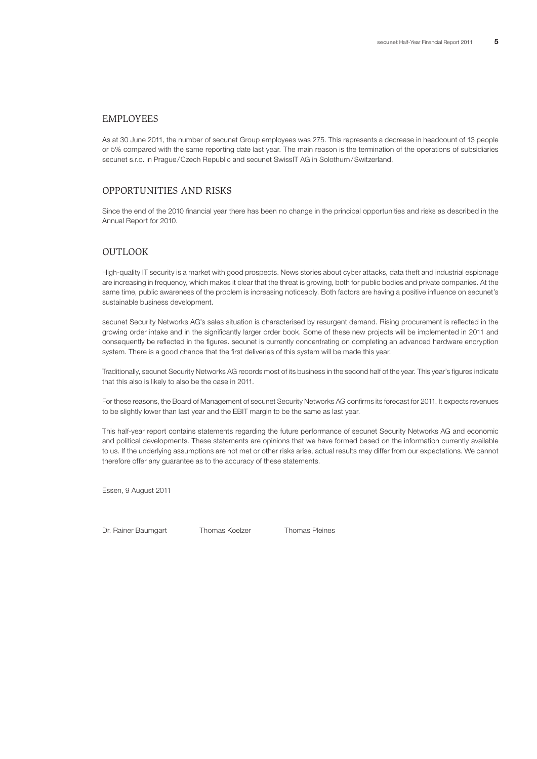## EMPLOYEES

As at 30 June 2011, the number of secunet Group employees was 275. This represents a decrease in headcount of 13 people or 5% compared with the same reporting date last year. The main reason is the termination of the operations of subsidiaries secunet s.r.o. in Prague / Czech Republic and secunet SwissIT AG in Solothurn / Switzerland.

## OPPORTUNITIES AND RISKS

Since the end of the 2010 financial year there has been no change in the principal opportunities and risks as described in the Annual Report for 2010.

## OUTLOOK

High-quality IT security is a market with good prospects. News stories about cyber attacks, data theft and industrial espionage are increasing in frequency, which makes it clear that the threat is growing, both for public bodies and private companies. At the same time, public awareness of the problem is increasing noticeably. Both factors are having a positive influence on secunet's sustainable business development.

secunet Security Networks AG's sales situation is characterised by resurgent demand. Rising procurement is reflected in the growing order intake and in the significantly larger order book. Some of these new projects will be implemented in 2011 and consequently be reflected in the figures. secunet is currently concentrating on completing an advanced hardware encryption system. There is a good chance that the first deliveries of this system will be made this year.

Traditionally, secunet Security Networks AG records most of its business in the second half of the year. This year's figures indicate that this also is likely to also be the case in 2011.

For these reasons, the Board of Management of secunet Security Networks AG confirms its forecast for 2011. It expects revenues to be slightly lower than last year and the EBIT margin to be the same as last year.

This half-year report contains statements regarding the future performance of secunet Security Networks AG and economic and political developments. These statements are opinions that we have formed based on the information currently available to us. If the underlying assumptions are not met or other risks arise, actual results may differ from our expectations. We cannot therefore offer any guarantee as to the accuracy of these statements.

Essen, 9 August 2011

Dr. Rainer Baumgart　　Thomas Koelzer　　Thomas Pleines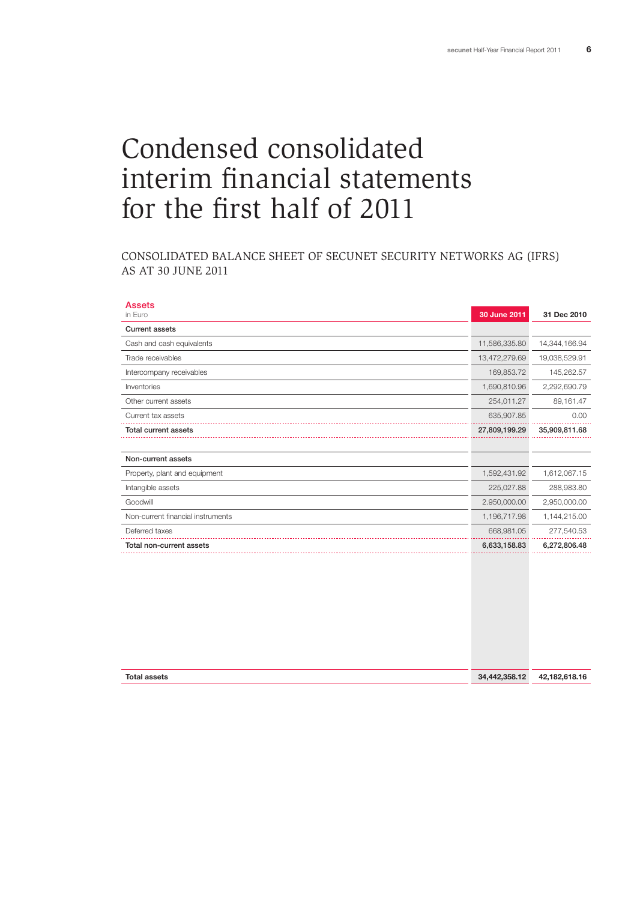# Condensed consolidated interim financial statements for the first half of 2011

## CONSOLIDATED BALANCE SHEET OF SECUNET SECURITY NETWORKS AG (IFRS) AS AT 30 JUNE 2011

| Assets<br>in Euro | 30 June 2011 | 31 Dec 2010 |
|---|---|---|
| **Current assets** | | |
| Cash and cash equivalents | 11,586,335.80 | 14,344,166.94 |
| Trade receivables | 13,472,279.69 | 19,038,529.91 |
| Intercompany receivables | 169,853.72 | 145,262.57 |
| Inventories | 1,690,810.96 | 2,292,690.79 |
| Other current assets | 254,011.27 | 89,161.47 |
| Current tax assets | 635,907.85 | 0.00 |
| **Total current assets** | **27,809,199.29** | **35,909,811.68** |
| | | |
| **Non-current assets** | | |
| Property, plant and equipment | 1,592,431.92 | 1,612,067.15 |
| Intangible assets | 225,027.88 | 288,983.80 |
| Goodwill | 2.950,000.00 | 2,950,000.00 |
| Non-current financial instruments | 1,196,717.98 | 1,144,215.00 |
| Deferred taxes | 668,981.05 | 277,540.53 |
| **Total non-current assets** | **6,633,158.83** | **6,272,806.48** |
| | | |
| **Total assets** | **34,442,358.12** | **42,182,618.16** |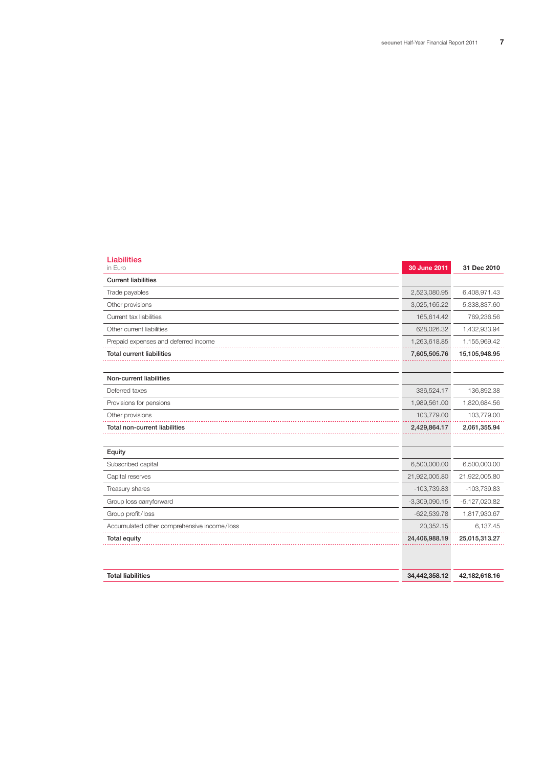## Liabilities

in Euro

| | 30 June 2011 | 31 Dec 2010 |
|---|---|---|
| **Current liabilities** | | |
| Trade payables | 2,523,080.95 | 6,408,971.43 |
| Other provisions | 3,025,165.22 | 5,338,837.60 |
| Current tax liabilities | 165,614.42 | 769,236.56 |
| Other current liabilities | 628,026.32 | 1,432,933.94 |
| Prepaid expenses and deferred income | 1,263,618.85 | 1,155,969.42 |
| **Total current liabilities** | **7,605,505.76** | **15,105,948.95** |
| | | |
| **Non-current liabilities** | | |
| Deferred taxes | 336,524.17 | 136,892.38 |
| Provisions for pensions | 1,989,561.00 | 1,820,684.56 |
| Other provisions | 103,779.00 | 103,779.00 |
| **Total non-current liabilities** | **2,429,864.17** | **2,061,355.94** |
| | | |
| **Equity** | | |
| Subscribed capital | 6,500,000.00 | 6,500,000.00 |
| Capital reserves | 21,922,005.80 | 21,922,005.80 |
| Treasury shares | -103,739.83 | -103,739.83 |
| Group loss carryforward | -3,309,090.15 | -5,127,020.82 |
| Group profit/loss | -622,539.78 | 1,817,930.67 |
| Accumulated other comprehensive income/loss | 20,352.15 | 6,137.45 |
| **Total equity** | **24,406,988.19** | **25,015,313.27** |
| | | |
| **Total liabilities** | **34,442,358.12** | **42,182,618.16** |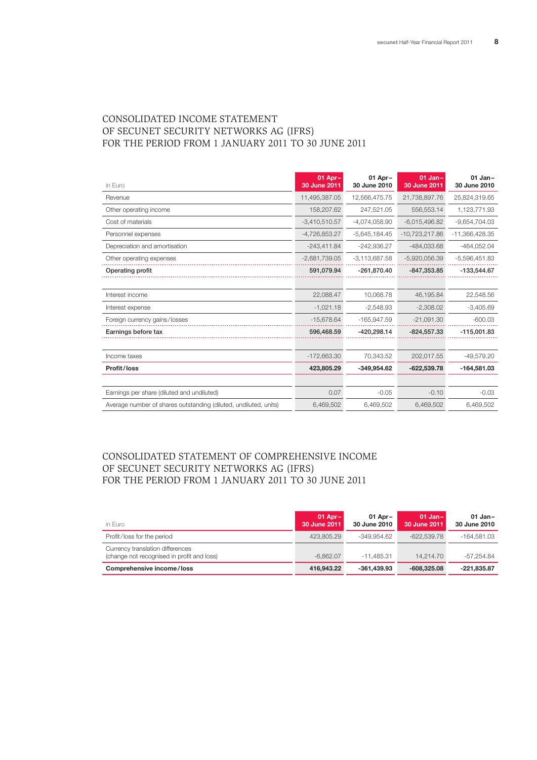# CONSOLIDATED INCOME STATEMENT OF SECUNET SECURITY NETWORKS AG (IFRS) FOR THE PERIOD FROM 1 JANUARY 2011 TO 30 JUNE 2011

| in Euro | 01 Apr– 30 June 2011 | 01 Apr– 30 June 2010 | 01 Jan– 30 June 2011 | 01 Jan– 30 June 2010 |
|---|---|---|---|---|
| Revenue | 11,495,387.05 | 12,566,475.75 | 21,738,897.76 | 25,824,319.65 |
| Other operating income | 158,207.62 | 247,521.05 | 556,553.14 | 1,123,771.93 |
| Cost of materials | -3,410,510.57 | -4,074,058.90 | -6,015,496.82 | -9,654,704.03 |
| Personnel expenses | -4,726,853.27 | -5,645,184.45 | -10,723,217.86 | -11,366,428.35 |
| Depreciation and amortisation | -243,411.84 | -242,936.27 | -484,033.68 | -464,052.04 |
| Other operating expenses | -2,681,739.05 | -3,113,687.58 | -5,920,056.39 | -5,596,451.83 |
| **Operating profit** | **591,079.94** | **-261,870.40** | **-847,353.85** | **-133,544.67** |
| | | | | |
| Interest income | 22,088.47 | 10,068.78 | 46,195.84 | 22,548.56 |
| Interest expense | -1,021.18 | -2,548.93 | -2,308.02 | -3,405.69 |
| Foreign currency gains/losses | -15,678.64 | -165,947.59 | -21,091.30 | -600.03 |
| **Earnings before tax** | **596,468.59** | **-420,298.14** | **-824,557.33** | **-115,001.83** |
| | | | | |
| Income taxes | -172,663.30 | 70,343.52 | 202,017.55 | -49,579.20 |
| **Profit/loss** | **423,805.29** | **-349,954.62** | **-622,539.78** | **-164,581.03** |
| | | | | |
| Earnings per share (diluted and undiluted) | 0.07 | -0.05 | -0.10 | -0.03 |
| Average number of shares outstanding (diluted, undiluted, units) | 6,469,502 | 6,469,502 | 6,469,502 | 6,469,502 |

# CONSOLIDATED STATEMENT OF COMPREHENSIVE INCOME OF SECUNET SECURITY NETWORKS AG (IFRS) FOR THE PERIOD FROM 1 JANUARY 2011 TO 30 JUNE 2011

| in Euro | 01 Apr– 30 June 2011 | 01 Apr– 30 June 2010 | 01 Jan– 30 June 2011 | 01 Jan– 30 June 2010 |
|---|---|---|---|---|
| Profit/loss for the period | 423,805.29 | -349,954.62 | -622,539.78 | -164,581.03 |
| Currency translation differences (change not recognised in profit and loss) | -6,862.07 | -11,485.31 | 14,214.70 | -57,254.84 |
| **Comprehensive income/loss** | **416,943.22** | **-361,439.93** | **-608,325.08** | **-221,835.87** |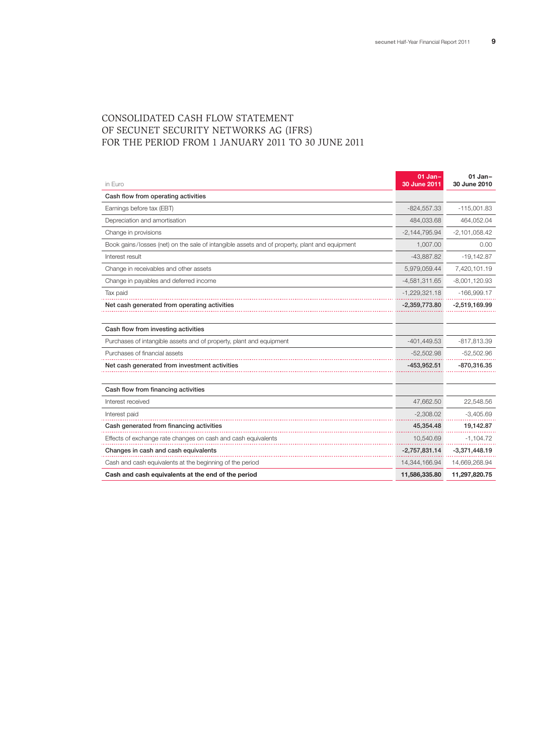# CONSOLIDATED CASH FLOW STATEMENT OF SECUNET SECURITY NETWORKS AG (IFRS) FOR THE PERIOD FROM 1 JANUARY 2011 TO 30 JUNE 2011

| in Euro | 01 Jan– 30 June 2011 | 01 Jan– 30 June 2010 |
|---|---|---|
| **Cash flow from operating activities** | | |
| Earnings before tax (EBT) | -824,557.33 | -115,001.83 |
| Depreciation and amortisation | 484,033.68 | 464,052.04 |
| Change in provisions | -2,144,795.94 | -2,101,058.42 |
| Book gains/losses (net) on the sale of intangible assets and of property, plant and equipment | 1,007.00 | 0.00 |
| Interest result | -43,887.82 | -19,142.87 |
| Change in receivables and other assets | 5,979,059.44 | 7,420,101.19 |
| Change in payables and deferred income | -4,581,311.65 | -8,001,120.93 |
| Tax paid | -1,229,321.18 | -166,999.17 |
| **Net cash generated from operating activities** | **-2,359,773.80** | **-2,519,169.99** |
| | | |
| **Cash flow from investing activities** | | |
| Purchases of intangible assets and of property, plant and equipment | -401,449.53 | -817,813.39 |
| Purchases of financial assets | -52,502.98 | -52,502.96 |
| **Net cash generated from investment activities** | **-453,952.51** | **-870,316.35** |
| | | |
| **Cash flow from financing activities** | | |
| Interest received | 47,662.50 | 22,548.56 |
| Interest paid | -2,308.02 | -3,405.69 |
| **Cash generated from financing activities** | **45,354.48** | **19,142.87** |
| Effects of exchange rate changes on cash and cash equivalents | 10,540.69 | -1,104.72 |
| **Changes in cash and cash equivalents** | **-2,757,831.14** | **-3,371,448.19** |
| Cash and cash equivalents at the beginning of the period | 14,344,166.94 | 14,669,268.94 |
| **Cash and cash equivalents at the end of the period** | **11,586,335.80** | **11,297,820.75** |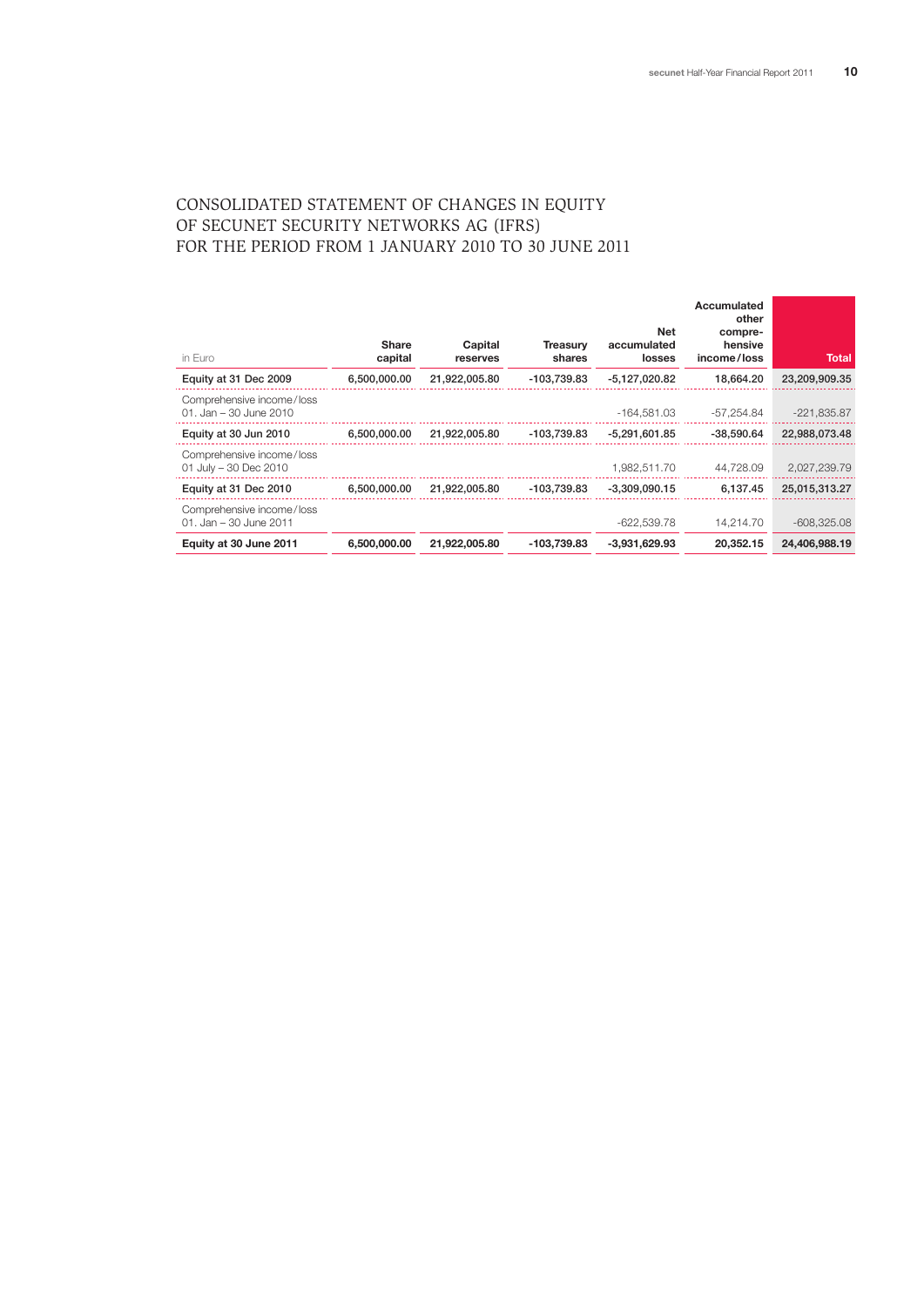# CONSOLIDATED STATEMENT OF CHANGES IN EQUITY OF SECUNET SECURITY NETWORKS AG (IFRS) FOR THE PERIOD FROM 1 JANUARY 2010 TO 30 JUNE 2011

| in Euro | Share capital | Capital reserves | Treasury shares | Net accumulated losses | Accumulated other compre-hensive income/loss | Total |
|---|---|---|---|---|---|---|
| **Equity at 31 Dec 2009** | **6,500,000.00** | **21,922,005.80** | **-103,739.83** | **-5,127,020.82** | **18,664.20** | **23,209,909.35** |
| Comprehensive income/loss 01. Jan – 30 June 2010 | | | | -164,581.03 | -57,254.84 | -221,835.87 |
| **Equity at 30 Jun 2010** | **6,500,000.00** | **21,922,005.80** | **-103,739.83** | **-5,291,601.85** | **-38,590.64** | **22,988,073.48** |
| Comprehensive income/loss 01 July – 30 Dec 2010 | | | | 1,982,511.70 | 44,728.09 | 2,027,239.79 |
| **Equity at 31 Dec 2010** | **6,500,000.00** | **21,922,005.80** | **-103,739.83** | **-3,309,090.15** | **6,137.45** | **25,015,313.27** |
| Comprehensive income/loss 01. Jan – 30 June 2011 | | | | -622,539.78 | 14,214.70 | -608,325.08 |
| **Equity at 30 June 2011** | **6,500,000.00** | **21,922,005.80** | **-103,739.83** | **-3,931,629.93** | **20,352.15** | **24,406,988.19** |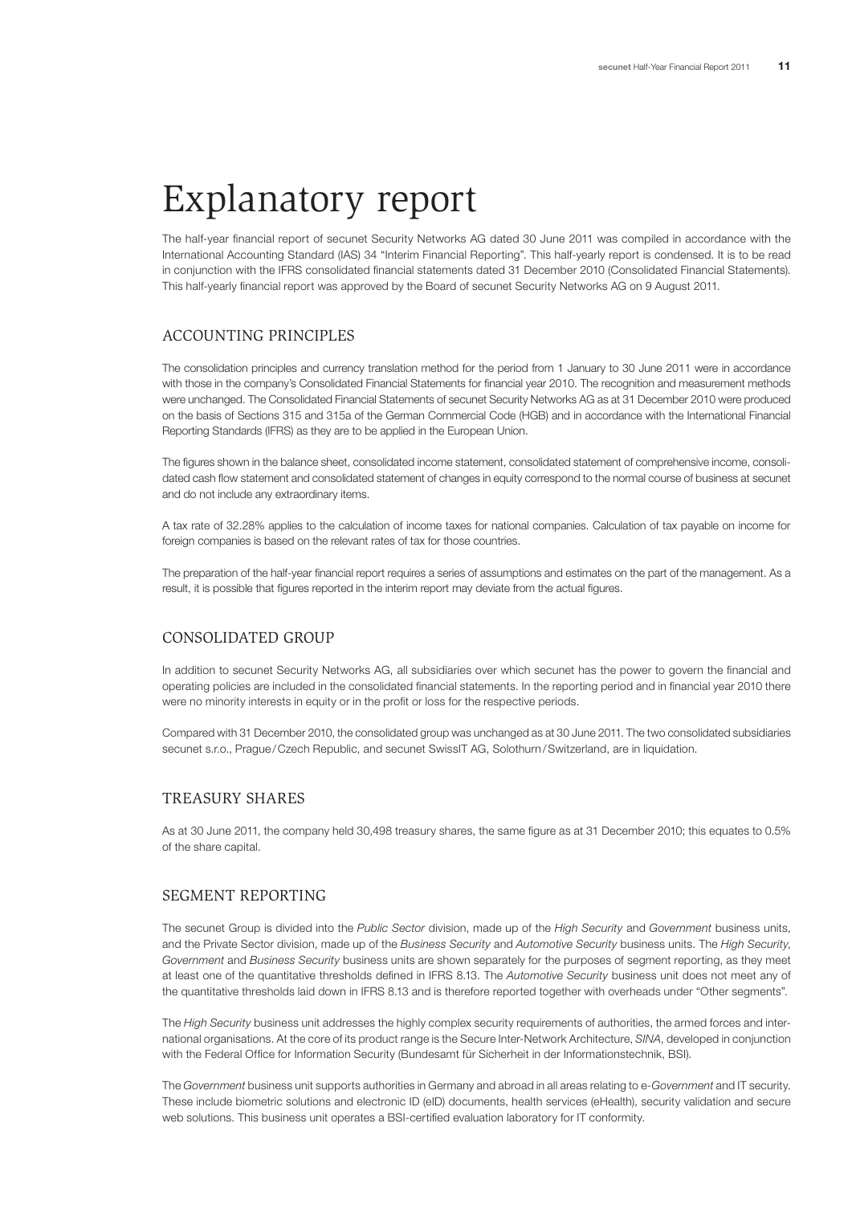# Explanatory report

The half-year financial report of secunet Security Networks AG dated 30 June 2011 was compiled in accordance with the International Accounting Standard (IAS) 34 "Interim Financial Reporting". This half-yearly report is condensed. It is to be read in conjunction with the IFRS consolidated financial statements dated 31 December 2010 (Consolidated Financial Statements). This half-yearly financial report was approved by the Board of secunet Security Networks AG on 9 August 2011.

## Accounting principles

The consolidation principles and currency translation method for the period from 1 January to 30 June 2011 were in accordance with those in the company's Consolidated Financial Statements for financial year 2010. The recognition and measurement methods were unchanged. The Consolidated Financial Statements of secunet Security Networks AG as at 31 December 2010 were produced on the basis of Sections 315 and 315a of the German Commercial Code (HGB) and in accordance with the International Financial Reporting Standards (IFRS) as they are to be applied in the European Union.

The figures shown in the balance sheet, consolidated income statement, consolidated statement of comprehensive income, consolidated cash flow statement and consolidated statement of changes in equity correspond to the normal course of business at secunet and do not include any extraordinary items.

A tax rate of 32.28% applies to the calculation of income taxes for national companies. Calculation of tax payable on income for foreign companies is based on the relevant rates of tax for those countries.

The preparation of the half-year financial report requires a series of assumptions and estimates on the part of the management. As a result, it is possible that figures reported in the interim report may deviate from the actual figures.

## Consolidated group

In addition to secunet Security Networks AG, all subsidiaries over which secunet has the power to govern the financial and operating policies are included in the consolidated financial statements. In the reporting period and in financial year 2010 there were no minority interests in equity or in the profit or loss for the respective periods.

Compared with 31 December 2010, the consolidated group was unchanged as at 30 June 2011. The two consolidated subsidiaries secunet s.r.o., Prague / Czech Republic, and secunet SwissIT AG, Solothurn / Switzerland, are in liquidation.

## Treasury shares

As at 30 June 2011, the company held 30,498 treasury shares, the same figure as at 31 December 2010; this equates to 0.5% of the share capital.

## Segment reporting

The secunet Group is divided into the *Public Sector* division, made up of the *High Security* and *Government* business units, and the Private Sector division, made up of the *Business Security* and *Automotive Security* business units. The *High Security*, *Government* and *Business Security* business units are shown separately for the purposes of segment reporting, as they meet at least one of the quantitative thresholds defined in IFRS 8.13. The *Automotive Security* business unit does not meet any of the quantitative thresholds laid down in IFRS 8.13 and is therefore reported together with overheads under "Other segments".

The *High Security* business unit addresses the highly complex security requirements of authorities, the armed forces and international organisations. At the core of its product range is the Secure Inter-Network Architecture, *SINA*, developed in conjunction with the Federal Office for Information Security (Bundesamt für Sicherheit in der Informationstechnik, BSI).

The *Government* business unit supports authorities in Germany and abroad in all areas relating to e-*Government* and IT security. These include biometric solutions and electronic ID (eID) documents, health services (eHealth), security validation and secure web solutions. This business unit operates a BSI-certified evaluation laboratory for IT conformity.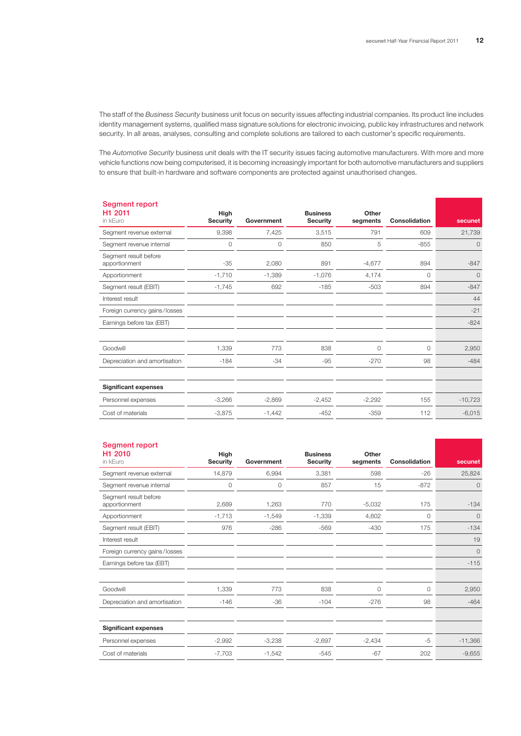The staff of the *Business Security* business unit focus on security issues affecting industrial companies. Its product line includes identity management systems, qualified mass signature solutions for electronic invoicing, public key infrastructures and network security. In all areas, analyses, consulting and complete solutions are tailored to each customer's specific requirements.

The *Automotive Security* business unit deals with the IT security issues facing automotive manufacturers. With more and more vehicle functions now being computerised, it is becoming increasingly important for both automotive manufacturers and suppliers to ensure that built-in hardware and software components are protected against unauthorised changes.

| **Segment report H1 2011** in kEuro | **High Security** | **Government** | **Business Security** | **Other segments** | **Consolidation** | **secunet** |
|---|---|---|---|---|---|---|
| Segment revenue external | 9,398 | 7,425 | 3,515 | 791 | 609 | 21,739 |
| Segment revenue internal | 0 | 0 | 850 | 5 | -855 | 0 |
| Segment result before apportionment | -35 | 2,080 | 891 | -4,677 | 894 | -847 |
| Apportionment | -1,710 | -1,389 | -1,076 | 4,174 | 0 | 0 |
| Segment result (EBIT) | -1,745 | 692 | -185 | -503 | 894 | -847 |
| Interest result | | | | | | 44 |
| Foreign currency gains/losses | | | | | | -21 |
| Earnings before tax (EBT) | | | | | | -824 |
| | | | | | | |
| Goodwill | 1,339 | 773 | 838 | 0 | 0 | 2,950 |
| Depreciation and amortisation | -184 | -34 | -95 | -270 | 98 | -484 |
| | | | | | | |
| **Significant expenses** | | | | | | |
| Personnel expenses | -3,266 | -2,869 | -2,452 | -2,292 | 155 | -10,723 |
| Cost of materials | -3,875 | -1,442 | -452 | -359 | 112 | -6,015 |

| **Segment report H1 2010** in kEuro | **High Security** | **Government** | **Business Security** | **Other segments** | **Consolidation** | **secunet** |
|---|---|---|---|---|---|---|
| Segment revenue external | 14,879 | 6,994 | 3,381 | 598 | -26 | 25,824 |
| Segment revenue internal | 0 | 0 | 857 | 15 | -872 | 0 |
| Segment result before apportionment | 2,689 | 1,263 | 770 | -5,032 | 175 | -134 |
| Apportionment | -1,713 | -1,549 | -1,339 | 4,602 | 0 | 0 |
| Segment result (EBIT) | 976 | -286 | -569 | -430 | 175 | -134 |
| Interest result | | | | | | 19 |
| Foreign currency gains/losses | | | | | | 0 |
| Earnings before tax (EBT) | | | | | | -115 |
| | | | | | | |
| Goodwill | 1,339 | 773 | 838 | 0 | 0 | 2,950 |
| Depreciation and amortisation | -146 | -36 | -104 | -276 | 98 | -464 |
| | | | | | | |
| **Significant expenses** | | | | | | |
| Personnel expenses | -2,992 | -3,238 | -2,697 | -2,434 | -5 | -11,366 |
| Cost of materials | -7,703 | -1,542 | -545 | -67 | 202 | -9,655 |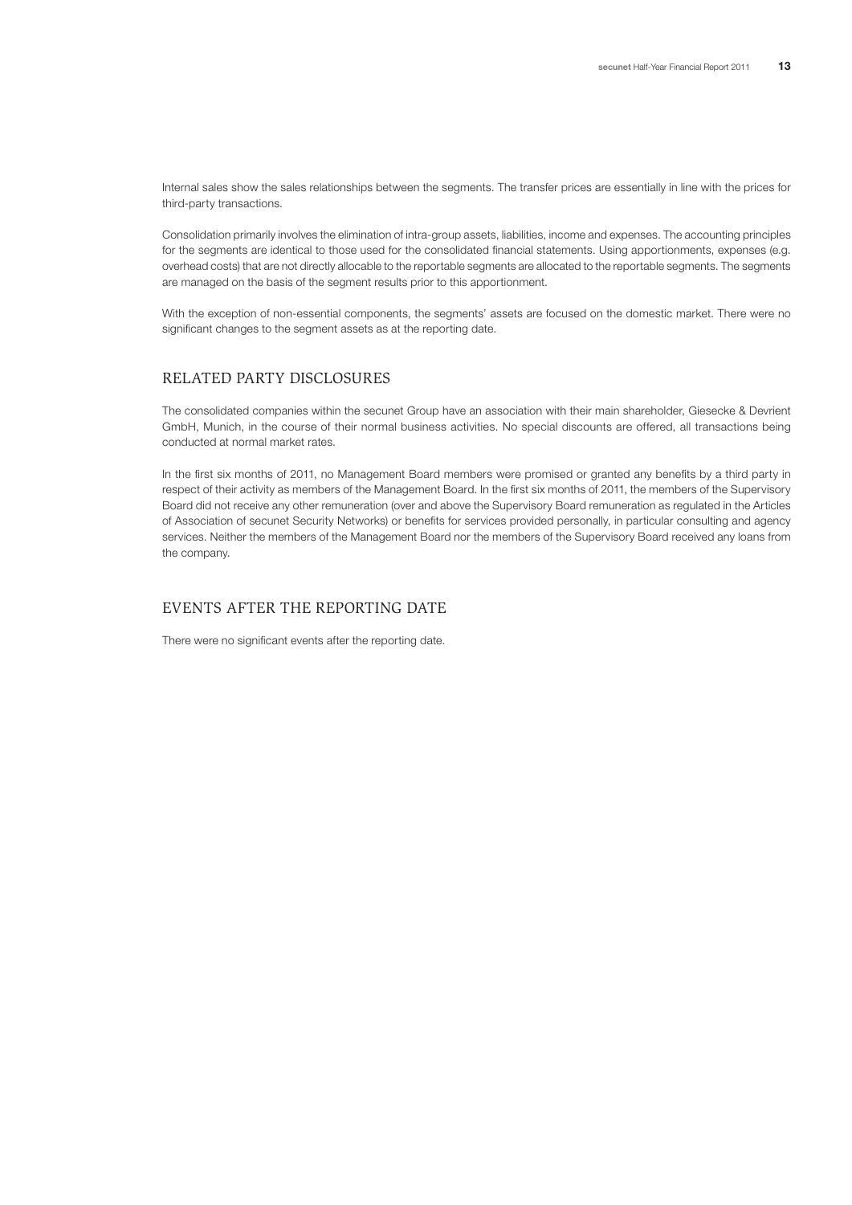Internal sales show the sales relationships between the segments. The transfer prices are essentially in line with the prices for third-party transactions.

Consolidation primarily involves the elimination of intra-group assets, liabilities, income and expenses. The accounting principles for the segments are identical to those used for the consolidated financial statements. Using apportionments, expenses (e.g. overhead costs) that are not directly allocable to the reportable segments are allocated to the reportable segments. The segments are managed on the basis of the segment results prior to this apportionment.

With the exception of non-essential components, the segments' assets are focused on the domestic market. There were no significant changes to the segment assets as at the reporting date.

## RELATED PARTY DISCLOSURES

The consolidated companies within the secunet Group have an association with their main shareholder, Giesecke & Devrient GmbH, Munich, in the course of their normal business activities. No special discounts are offered, all transactions being conducted at normal market rates.

In the first six months of 2011, no Management Board members were promised or granted any benefits by a third party in respect of their activity as members of the Management Board. In the first six months of 2011, the members of the Supervisory Board did not receive any other remuneration (over and above the Supervisory Board remuneration as regulated in the Articles of Association of secunet Security Networks) or benefits for services provided personally, in particular consulting and agency services. Neither the members of the Management Board nor the members of the Supervisory Board received any loans from the company.

## EVENTS AFTER THE REPORTING DATE

There were no significant events after the reporting date.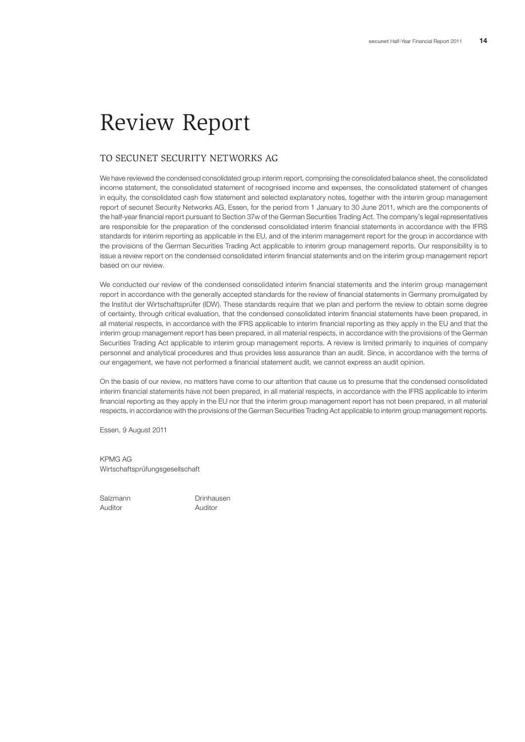# Review Report

## TO SECUNET SECURITY NETWORKS AG

We have reviewed the condensed consolidated group interim report, comprising the consolidated balance sheet, the consolidated income statement, the consolidated statement of recognised income and expenses, the consolidated statement of changes in equity, the consolidated cash flow statement and selected explanatory notes, together with the interim group management report of secunet Security Networks AG, Essen, for the period from 1 January to 30 June 2011, which are the components of the half-year financial report pursuant to Section 37w of the German Securities Trading Act. The company's legal representatives are responsible for the preparation of the condensed consolidated interim financial statements in accordance with the IFRS standards for interim reporting as applicable in the EU, and of the interim management report for the group in accordance with the provisions of the German Securities Trading Act applicable to interim group management reports. Our responsibility is to issue a review report on the condensed consolidated interim financial statements and on the interim group management report based on our review.

We conducted our review of the condensed consolidated interim financial statements and the interim group management report in accordance with the generally accepted standards for the review of financial statements in Germany promulgated by the Institut der Wirtschaftsprüfer (IDW). These standards require that we plan and perform the review to obtain some degree of certainty, through critical evaluation, that the condensed consolidated interim financial statements have been prepared, in all material respects, in accordance with the IFRS applicable to interim financial reporting as they apply in the EU and that the interim group management report has been prepared, in all material respects, in accordance with the provisions of the German Securities Trading Act applicable to interim group management reports. A review is limited primarily to inquiries of company personnel and analytical procedures and thus provides less assurance than an audit. Since, in accordance with the terms of our engagement, we have not performed a financial statement audit, we cannot express an audit opinion.

On the basis of our review, no matters have come to our attention that cause us to presume that the condensed consolidated interim financial statements have not been prepared, in all material respects, in accordance with the IFRS applicable to interim financial reporting as they apply in the EU nor that the interim group management report has not been prepared, in all material respects, in accordance with the provisions of the German Securities Trading Act applicable to interim group management reports.

Essen, 9 August 2011

KPMG AG
Wirtschaftsprüfungsgesellschaft

| Salzmann | Drinhausen |
|---|---|
| Auditor | Auditor |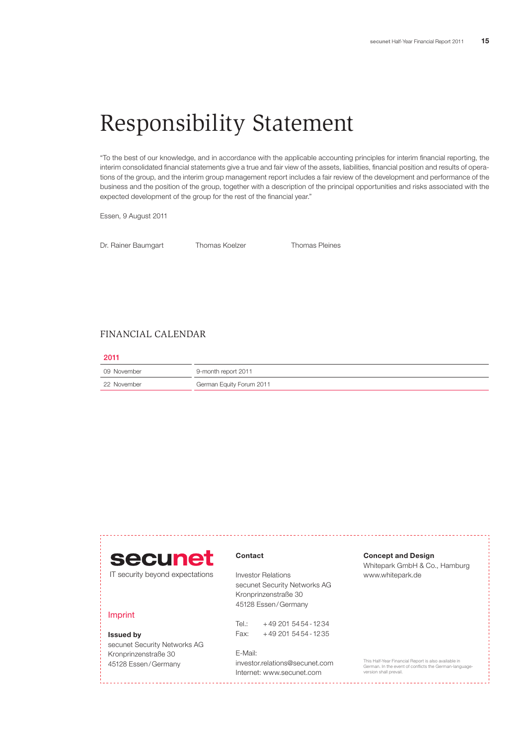# Responsibility Statement

"To the best of our knowledge, and in accordance with the applicable accounting principles for interim financial reporting, the interim consolidated financial statements give a true and fair view of the assets, liabilities, financial position and results of operations of the group, and the interim group management report includes a fair review of the development and performance of the business and the position of the group, together with a description of the principal opportunities and risks associated with the expected development of the group for the rest of the financial year."

Essen, 9 August 2011

Dr. Rainer Baumgart Thomas Koelzer Thomas Pleines

## FINANCIAL CALENDAR

| 2011 | |
|---|---|
| 09 November | 9-month report 2011 |
| 22 November | German Equity Forum 2011 |

**secunet**

IT security beyond expectations

### Imprint

**Issued by**
secunet Security Networks AG
Kronprinzenstraße 30
45128 Essen / Germany

**Contact**

Investor Relations
secunet Security Networks AG
Kronprinzenstraße 30
45128 Essen / Germany

Tel.: +49 201 5454 - 1234
Fax: +49 201 5454 - 1235

E-Mail:
investor.relations@secunet.com
Internet: www.secunet.com

**Concept and Design**
Whitepark GmbH & Co., Hamburg
www.whitepark.de

This Half-Year Financial Report is also available in German. In the event of conflicts the German-language-version shall prevail.